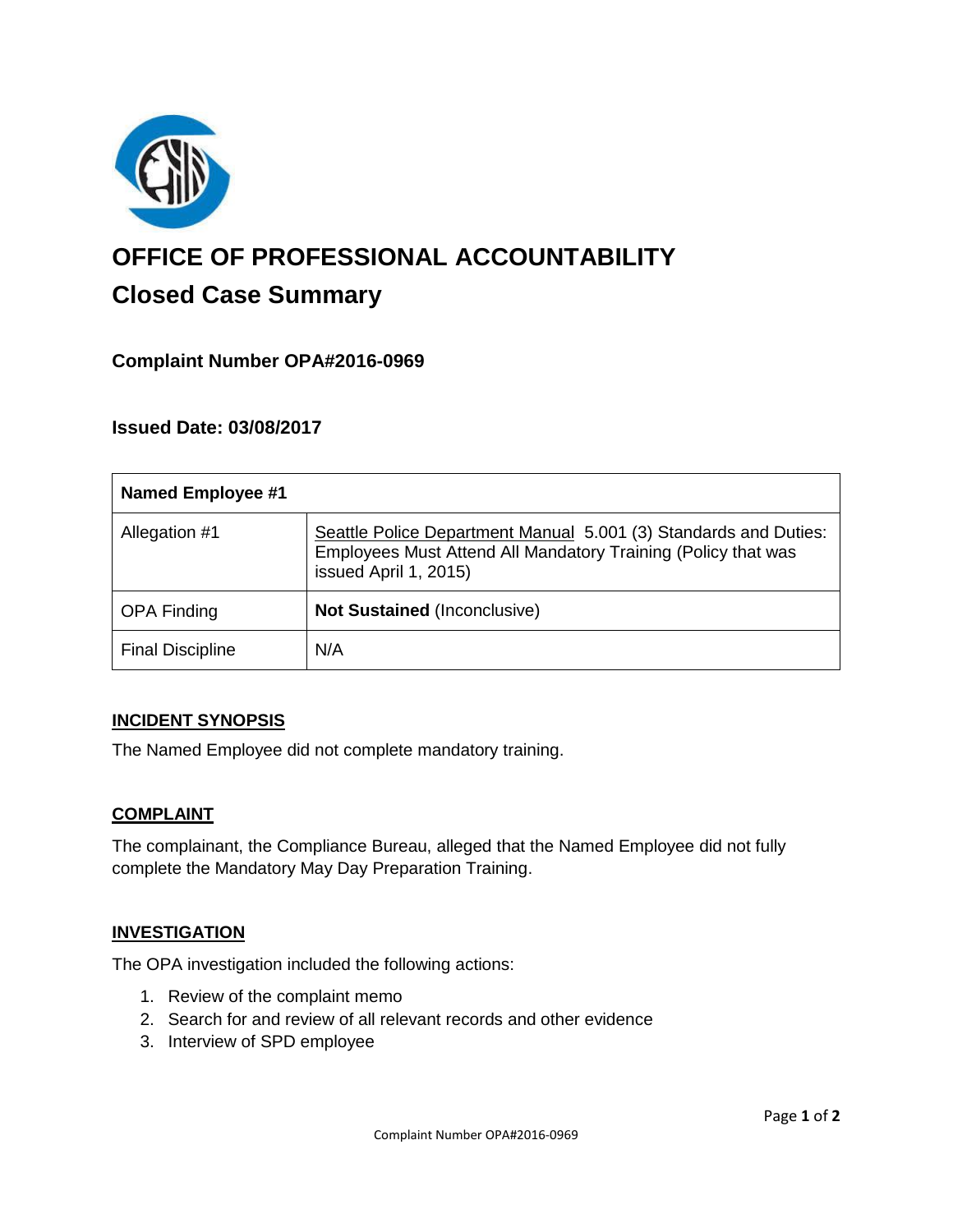# OFFICE OF PROFESSIONAL ACCOUNTABILITY

## Closed Case Summary

### Complaint Number OPA#2016-0969

### Issued Date: 03/08/2017

| Named Employee #1 | |
|---|---|
| Allegation #1 | Seattle Police Department Manual 5.001 (3) Standards and Duties: Employees Must Attend All Mandatory Training (Policy that was issued April 1, 2015) |
| OPA Finding | **Not Sustained** (Inconclusive) |
| Final Discipline | N/A |

### INCIDENT SYNOPSIS

The Named Employee did not complete mandatory training.

### COMPLAINT

The complainant, the Compliance Bureau, alleged that the Named Employee did not fully complete the Mandatory May Day Preparation Training.

### INVESTIGATION

The OPA investigation included the following actions:

1. Review of the complaint memo
2. Search for and review of all relevant records and other evidence
3. Interview of SPD employee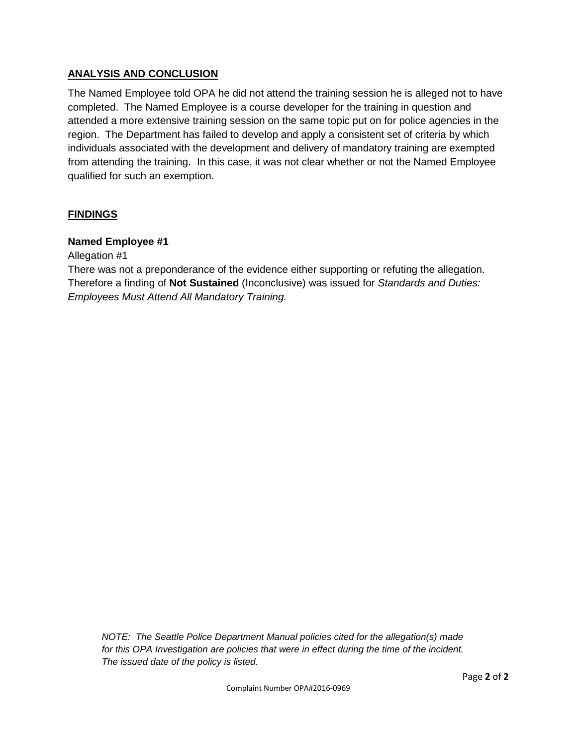## ANALYSIS AND CONCLUSION

The Named Employee told OPA he did not attend the training session he is alleged not to have completed. The Named Employee is a course developer for the training in question and attended a more extensive training session on the same topic put on for police agencies in the region. The Department has failed to develop and apply a consistent set of criteria by which individuals associated with the development and delivery of mandatory training are exempted from attending the training. In this case, it was not clear whether or not the Named Employee qualified for such an exemption.

## FINDINGS

**Named Employee #1**

Allegation #1

There was not a preponderance of the evidence either supporting or refuting the allegation. Therefore a finding of **Not Sustained** (Inconclusive) was issued for *Standards and Duties: Employees Must Attend All Mandatory Training.*

*NOTE: The Seattle Police Department Manual policies cited for the allegation(s) made for this OPA Investigation are policies that were in effect during the time of the incident. The issued date of the policy is listed.*

Complaint Number OPA#2016-0969